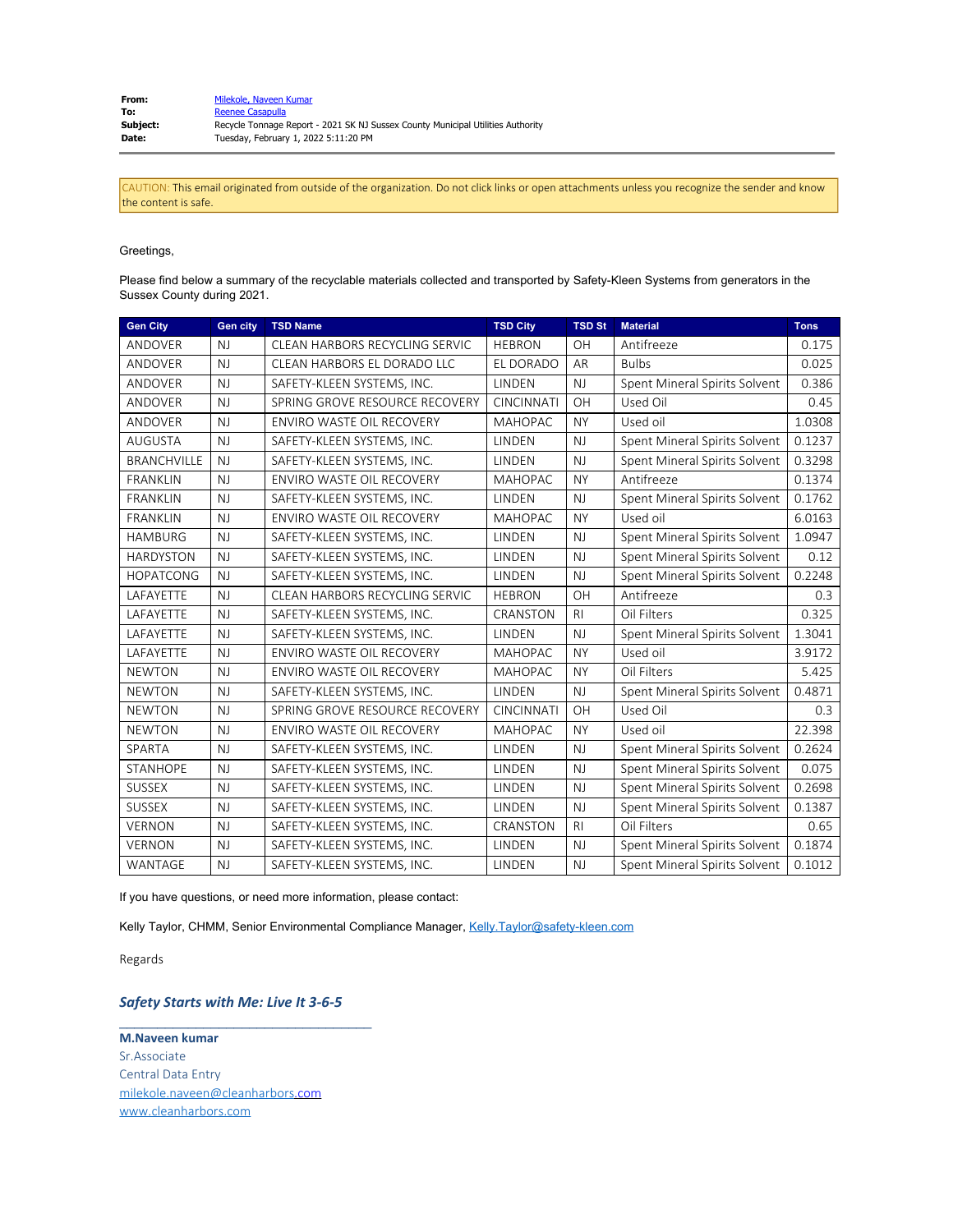**From:** Milekole, Naveen Kumar
**To:** Reenee Casapulla
**Subject:** Recycle Tonnage Report - 2021 SK NJ Sussex County Municipal Utilities Authority
**Date:** Tuesday, February 1, 2022 5:11:20 PM

CAUTION: This email originated from outside of the organization. Do not click links or open attachments unless you recognize the sender and know the content is safe.

Greetings,

Please find below a summary of the recyclable materials collected and transported by Safety-Kleen Systems from generators in the Sussex County during 2021.

| Gen City | Gen city | TSD Name | TSD City | TSD St | Material | Tons |
|---|---|---|---|---|---|---|
| ANDOVER | NJ | CLEAN HARBORS RECYCLING SERVIC | HEBRON | OH | Antifreeze | 0.175 |
| ANDOVER | NJ | CLEAN HARBORS EL DORADO LLC | EL DORADO | AR | Bulbs | 0.025 |
| ANDOVER | NJ | SAFETY-KLEEN SYSTEMS, INC. | LINDEN | NJ | Spent Mineral Spirits Solvent | 0.386 |
| ANDOVER | NJ | SPRING GROVE RESOURCE RECOVERY | CINCINNATI | OH | Used Oil | 0.45 |
| ANDOVER | NJ | ENVIRO WASTE OIL RECOVERY | MAHOPAC | NY | Used oil | 1.0308 |
| AUGUSTA | NJ | SAFETY-KLEEN SYSTEMS, INC. | LINDEN | NJ | Spent Mineral Spirits Solvent | 0.1237 |
| BRANCHVILLE | NJ | SAFETY-KLEEN SYSTEMS, INC. | LINDEN | NJ | Spent Mineral Spirits Solvent | 0.3298 |
| FRANKLIN | NJ | ENVIRO WASTE OIL RECOVERY | MAHOPAC | NY | Antifreeze | 0.1374 |
| FRANKLIN | NJ | SAFETY-KLEEN SYSTEMS, INC. | LINDEN | NJ | Spent Mineral Spirits Solvent | 0.1762 |
| FRANKLIN | NJ | ENVIRO WASTE OIL RECOVERY | MAHOPAC | NY | Used oil | 6.0163 |
| HAMBURG | NJ | SAFETY-KLEEN SYSTEMS, INC. | LINDEN | NJ | Spent Mineral Spirits Solvent | 1.0947 |
| HARDYSTON | NJ | SAFETY-KLEEN SYSTEMS, INC. | LINDEN | NJ | Spent Mineral Spirits Solvent | 0.12 |
| HOPATCONG | NJ | SAFETY-KLEEN SYSTEMS, INC. | LINDEN | NJ | Spent Mineral Spirits Solvent | 0.2248 |
| LAFAYETTE | NJ | CLEAN HARBORS RECYCLING SERVIC | HEBRON | OH | Antifreeze | 0.3 |
| LAFAYETTE | NJ | SAFETY-KLEEN SYSTEMS, INC. | CRANSTON | RI | Oil Filters | 0.325 |
| LAFAYETTE | NJ | SAFETY-KLEEN SYSTEMS, INC. | LINDEN | NJ | Spent Mineral Spirits Solvent | 1.3041 |
| LAFAYETTE | NJ | ENVIRO WASTE OIL RECOVERY | MAHOPAC | NY | Used oil | 3.9172 |
| NEWTON | NJ | ENVIRO WASTE OIL RECOVERY | MAHOPAC | NY | Oil Filters | 5.425 |
| NEWTON | NJ | SAFETY-KLEEN SYSTEMS, INC. | LINDEN | NJ | Spent Mineral Spirits Solvent | 0.4871 |
| NEWTON | NJ | SPRING GROVE RESOURCE RECOVERY | CINCINNATI | OH | Used Oil | 0.3 |
| NEWTON | NJ | ENVIRO WASTE OIL RECOVERY | MAHOPAC | NY | Used oil | 22.398 |
| SPARTA | NJ | SAFETY-KLEEN SYSTEMS, INC. | LINDEN | NJ | Spent Mineral Spirits Solvent | 0.2624 |
| STANHOPE | NJ | SAFETY-KLEEN SYSTEMS, INC. | LINDEN | NJ | Spent Mineral Spirits Solvent | 0.075 |
| SUSSEX | NJ | SAFETY-KLEEN SYSTEMS, INC. | LINDEN | NJ | Spent Mineral Spirits Solvent | 0.2698 |
| SUSSEX | NJ | SAFETY-KLEEN SYSTEMS, INC. | LINDEN | NJ | Spent Mineral Spirits Solvent | 0.1387 |
| VERNON | NJ | SAFETY-KLEEN SYSTEMS, INC. | CRANSTON | RI | Oil Filters | 0.65 |
| VERNON | NJ | SAFETY-KLEEN SYSTEMS, INC. | LINDEN | NJ | Spent Mineral Spirits Solvent | 0.1874 |
| WANTAGE | NJ | SAFETY-KLEEN SYSTEMS, INC. | LINDEN | NJ | Spent Mineral Spirits Solvent | 0.1012 |

If you have questions, or need more information, please contact:

Kelly Taylor, CHMM, Senior Environmental Compliance Manager, Kelly.Taylor@safety-kleen.com

Regards

***Safety Starts with Me: Live It 3-6-5***

---

**M.Naveen kumar**
Sr.Associate
Central Data Entry
milekole.naveen@cleanharbors.com
www.cleanharbors.com